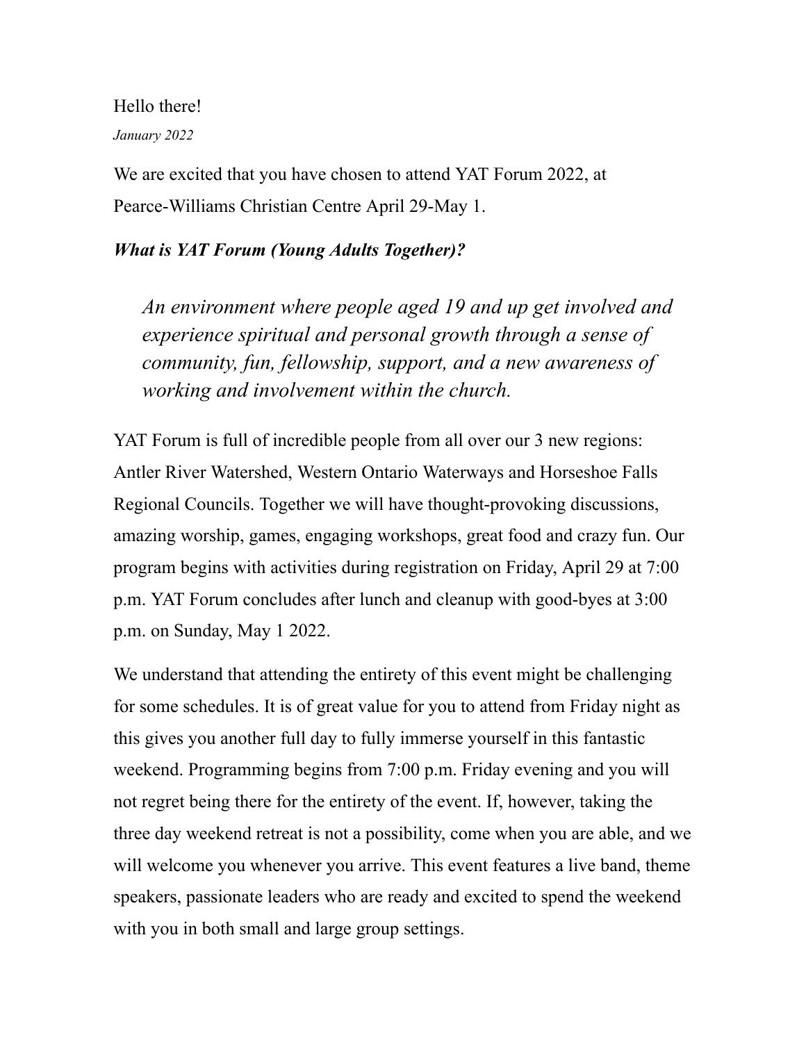Hello there!

*January 2022*

We are excited that you have chosen to attend YAT Forum 2022, at Pearce-Williams Christian Centre April 29-May 1.

***What is YAT Forum (Young Adults Together)?***

> *An environment where people aged 19 and up get involved and experience spiritual and personal growth through a sense of community, fun, fellowship, support, and a new awareness of working and involvement within the church.*

YAT Forum is full of incredible people from all over our 3 new regions: Antler River Watershed, Western Ontario Waterways and Horseshoe Falls Regional Councils. Together we will have thought-provoking discussions, amazing worship, games, engaging workshops, great food and crazy fun. Our program begins with activities during registration on Friday, April 29 at 7:00 p.m. YAT Forum concludes after lunch and cleanup with good-byes at 3:00 p.m. on Sunday, May 1 2022.

We understand that attending the entirety of this event might be challenging for some schedules. It is of great value for you to attend from Friday night as this gives you another full day to fully immerse yourself in this fantastic weekend. Programming begins from 7:00 p.m. Friday evening and you will not regret being there for the entirety of the event. If, however, taking the three day weekend retreat is not a possibility, come when you are able, and we will welcome you whenever you arrive. This event features a live band, theme speakers, passionate leaders who are ready and excited to spend the weekend with you in both small and large group settings.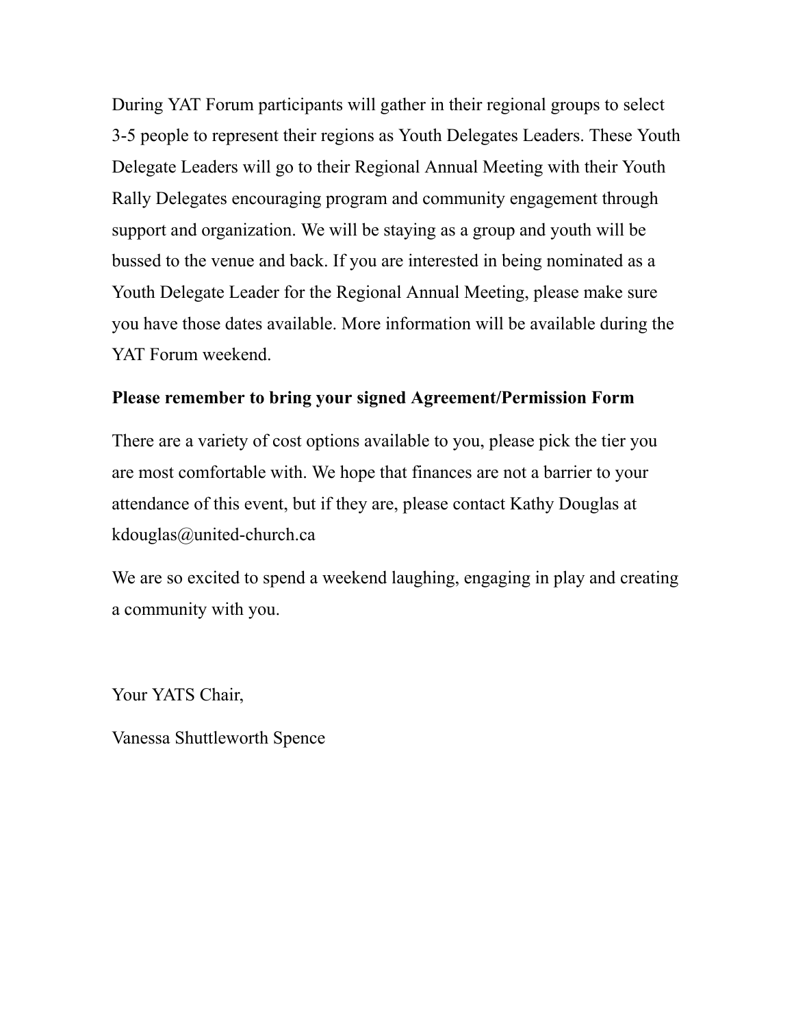During YAT Forum participants will gather in their regional groups to select 3-5 people to represent their regions as Youth Delegates Leaders. These Youth Delegate Leaders will go to their Regional Annual Meeting with their Youth Rally Delegates encouraging program and community engagement through support and organization. We will be staying as a group and youth will be bussed to the venue and back. If you are interested in being nominated as a Youth Delegate Leader for the Regional Annual Meeting, please make sure you have those dates available. More information will be available during the YAT Forum weekend.

**Please remember to bring your signed Agreement/Permission Form**

There are a variety of cost options available to you, please pick the tier you are most comfortable with. We hope that finances are not a barrier to your attendance of this event, but if they are, please contact Kathy Douglas at kdouglas@united-church.ca

We are so excited to spend a weekend laughing, engaging in play and creating a community with you.

Your YATS Chair,

Vanessa Shuttleworth Spence